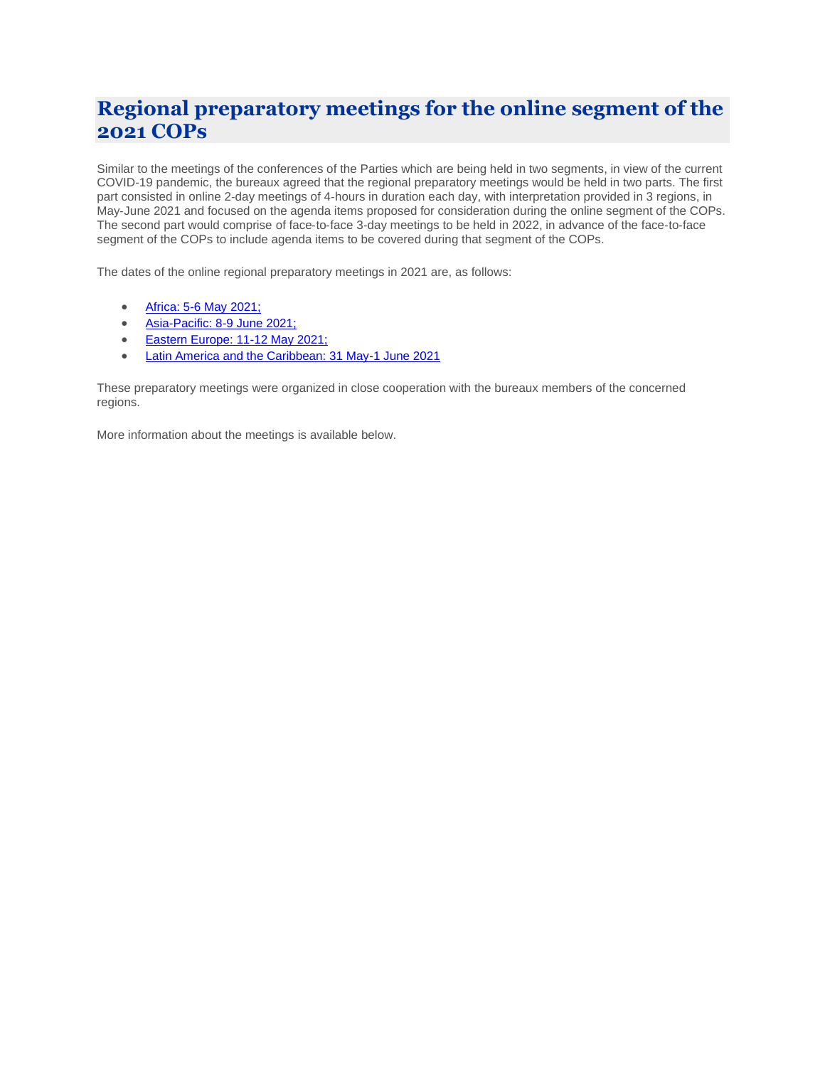# Regional preparatory meetings for the online segment of the 2021 COPs

Similar to the meetings of the conferences of the Parties which are being held in two segments, in view of the current COVID-19 pandemic, the bureaux agreed that the regional preparatory meetings would be held in two parts. The first part consisted in online 2-day meetings of 4-hours in duration each day, with interpretation provided in 3 regions, in May-June 2021 and focused on the agenda items proposed for consideration during the online segment of the COPs. The second part would comprise of face-to-face 3-day meetings to be held in 2022, in advance of the face-to-face segment of the COPs to include agenda items to be covered during that segment of the COPs.

The dates of the online regional preparatory meetings in 2021 are, as follows:

- Africa: 5-6 May 2021;
- Asia-Pacific: 8-9 June 2021;
- Eastern Europe: 11-12 May 2021;
- Latin America and the Caribbean: 31 May-1 June 2021

These preparatory meetings were organized in close cooperation with the bureaux members of the concerned regions.

More information about the meetings is available below.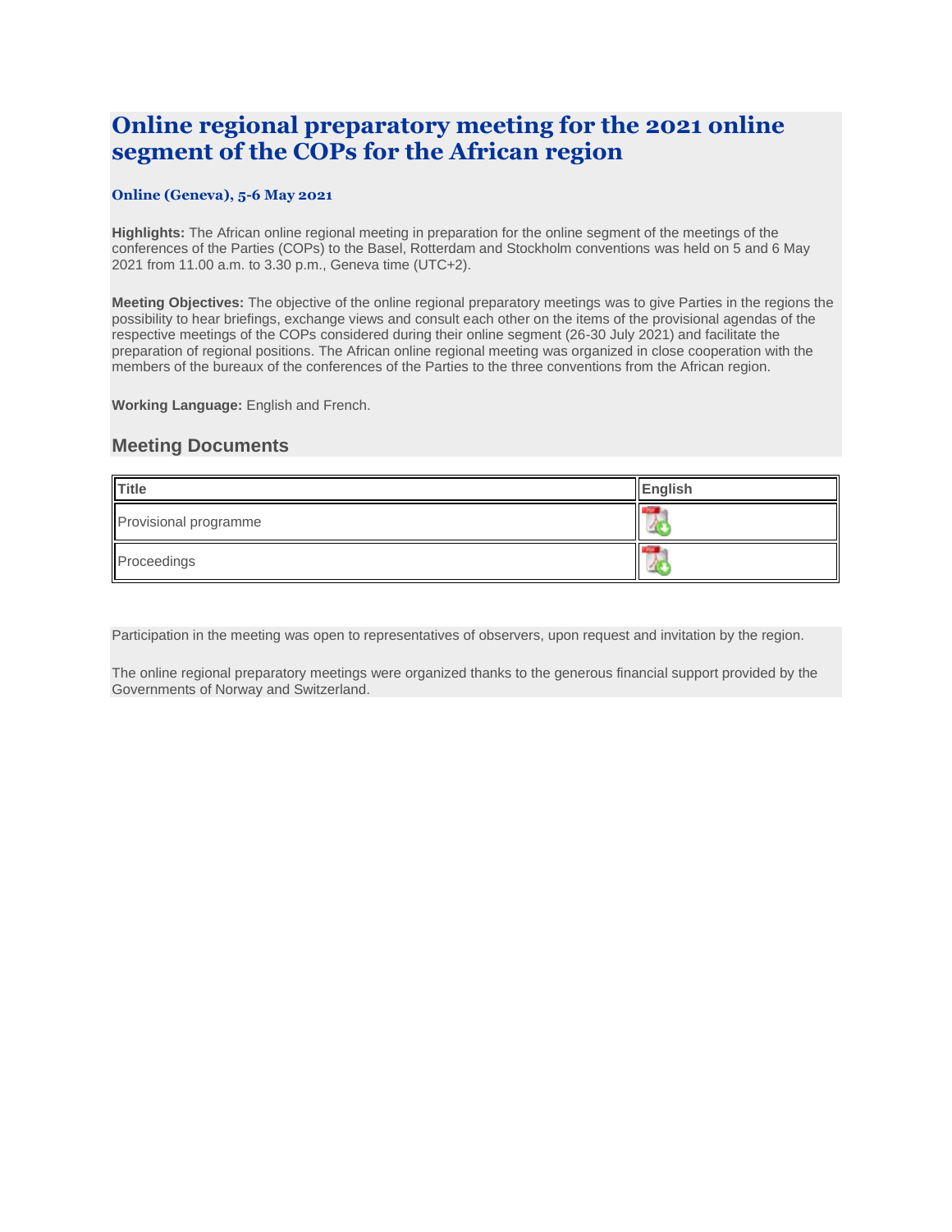# Online regional preparatory meeting for the 2021 online segment of the COPs for the African region

**Online (Geneva), 5-6 May 2021**

**Highlights:** The African online regional meeting in preparation for the online segment of the meetings of the conferences of the Parties (COPs) to the Basel, Rotterdam and Stockholm conventions was held on 5 and 6 May 2021 from 11.00 a.m. to 3.30 p.m., Geneva time (UTC+2).

**Meeting Objectives:** The objective of the online regional preparatory meetings was to give Parties in the regions the possibility to hear briefings, exchange views and consult each other on the items of the provisional agendas of the respective meetings of the COPs considered during their online segment (26-30 July 2021) and facilitate the preparation of regional positions. The African online regional meeting was organized in close cooperation with the members of the bureaux of the conferences of the Parties to the three conventions from the African region.

**Working Language:** English and French.

## Meeting Documents

| Title | English |
| --- | --- |
| Provisional programme | |
| Proceedings | |

Participation in the meeting was open to representatives of observers, upon request and invitation by the region.

The online regional preparatory meetings were organized thanks to the generous financial support provided by the Governments of Norway and Switzerland.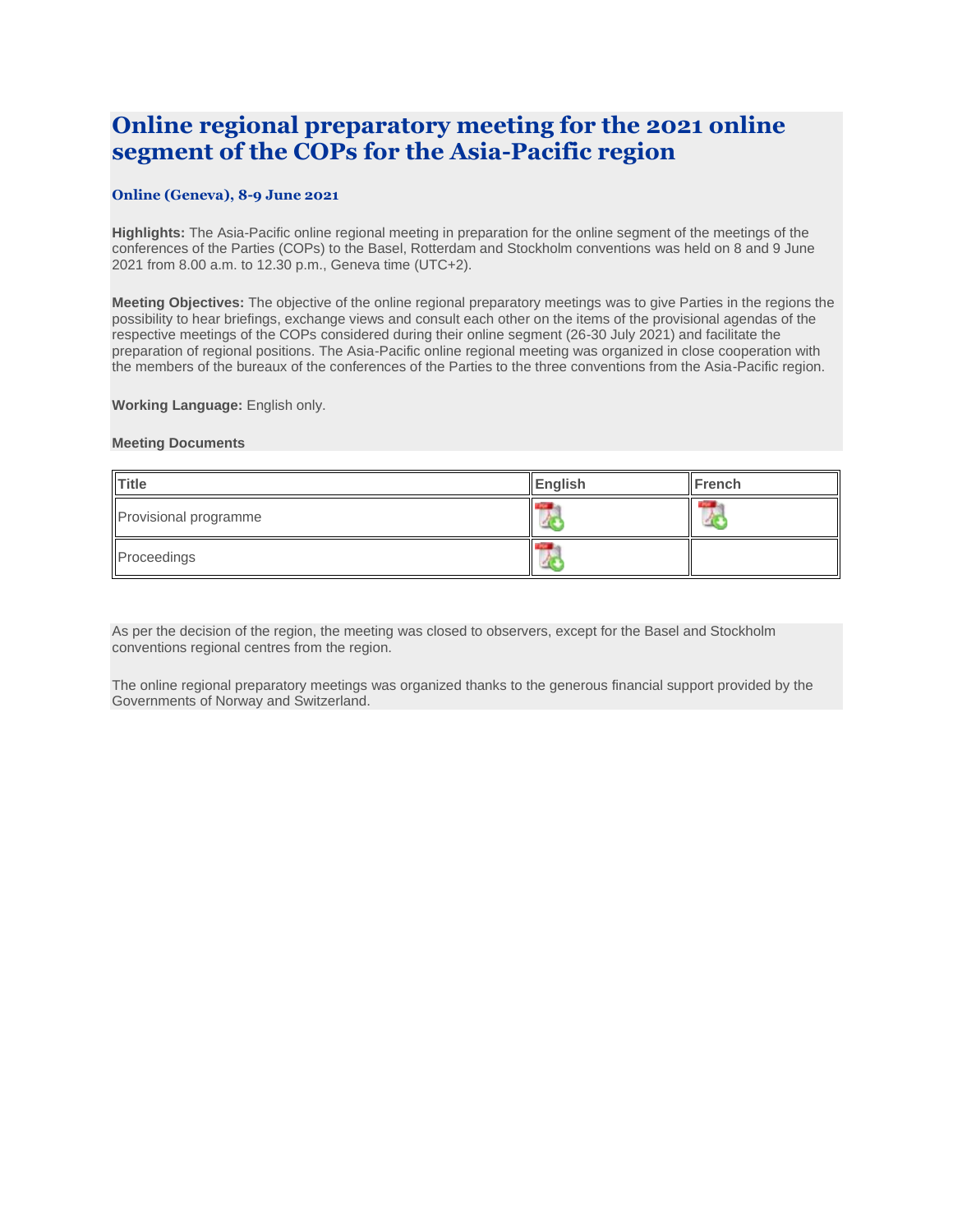# Online regional preparatory meeting for the 2021 online segment of the COPs for the Asia-Pacific region

### Online (Geneva), 8-9 June 2021

**Highlights:** The Asia-Pacific online regional meeting in preparation for the online segment of the meetings of the conferences of the Parties (COPs) to the Basel, Rotterdam and Stockholm conventions was held on 8 and 9 June 2021 from 8.00 a.m. to 12.30 p.m., Geneva time (UTC+2).

**Meeting Objectives:** The objective of the online regional preparatory meetings was to give Parties in the regions the possibility to hear briefings, exchange views and consult each other on the items of the provisional agendas of the respective meetings of the COPs considered during their online segment (26-30 July 2021) and facilitate the preparation of regional positions. The Asia-Pacific online regional meeting was organized in close cooperation with the members of the bureaux of the conferences of the Parties to the three conventions from the Asia-Pacific region.

**Working Language:** English only.

**Meeting Documents**

| Title | English | French |
| --- | --- | --- |
| Provisional programme | | |
| Proceedings | | |

As per the decision of the region, the meeting was closed to observers, except for the Basel and Stockholm conventions regional centres from the region.

The online regional preparatory meetings was organized thanks to the generous financial support provided by the Governments of Norway and Switzerland.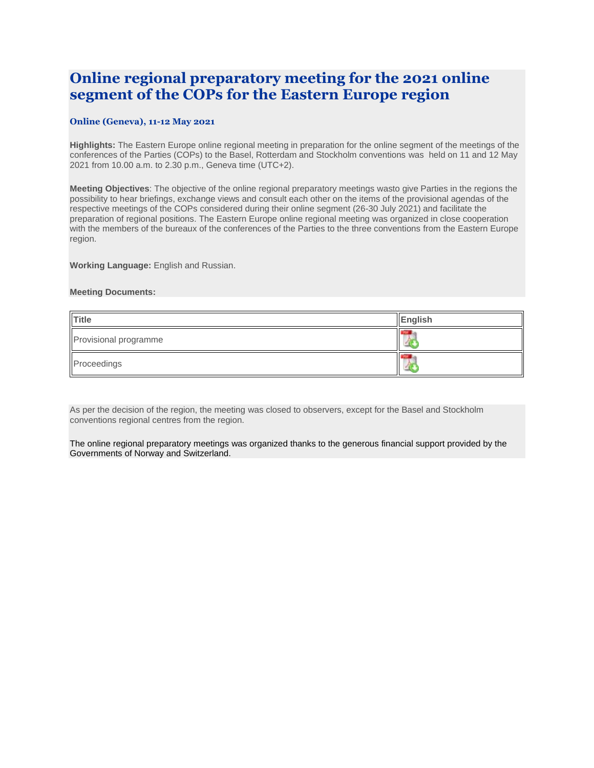# Online regional preparatory meeting for the 2021 online segment of the COPs for the Eastern Europe region

### Online (Geneva), 11-12 May 2021

**Highlights:** The Eastern Europe online regional meeting in preparation for the online segment of the meetings of the conferences of the Parties (COPs) to the Basel, Rotterdam and Stockholm conventions was held on 11 and 12 May 2021 from 10.00 a.m. to 2.30 p.m., Geneva time (UTC+2).

**Meeting Objectives**: The objective of the online regional preparatory meetings wasto give Parties in the regions the possibility to hear briefings, exchange views and consult each other on the items of the provisional agendas of the respective meetings of the COPs considered during their online segment (26-30 July 2021) and facilitate the preparation of regional positions. The Eastern Europe online regional meeting was organized in close cooperation with the members of the bureaux of the conferences of the Parties to the three conventions from the Eastern Europe region.

**Working Language:** English and Russian.

**Meeting Documents:**

| Title | English |
| --- | --- |
| Provisional programme | |
| Proceedings | |

As per the decision of the region, the meeting was closed to observers, except for the Basel and Stockholm conventions regional centres from the region.

The online regional preparatory meetings was organized thanks to the generous financial support provided by the Governments of Norway and Switzerland.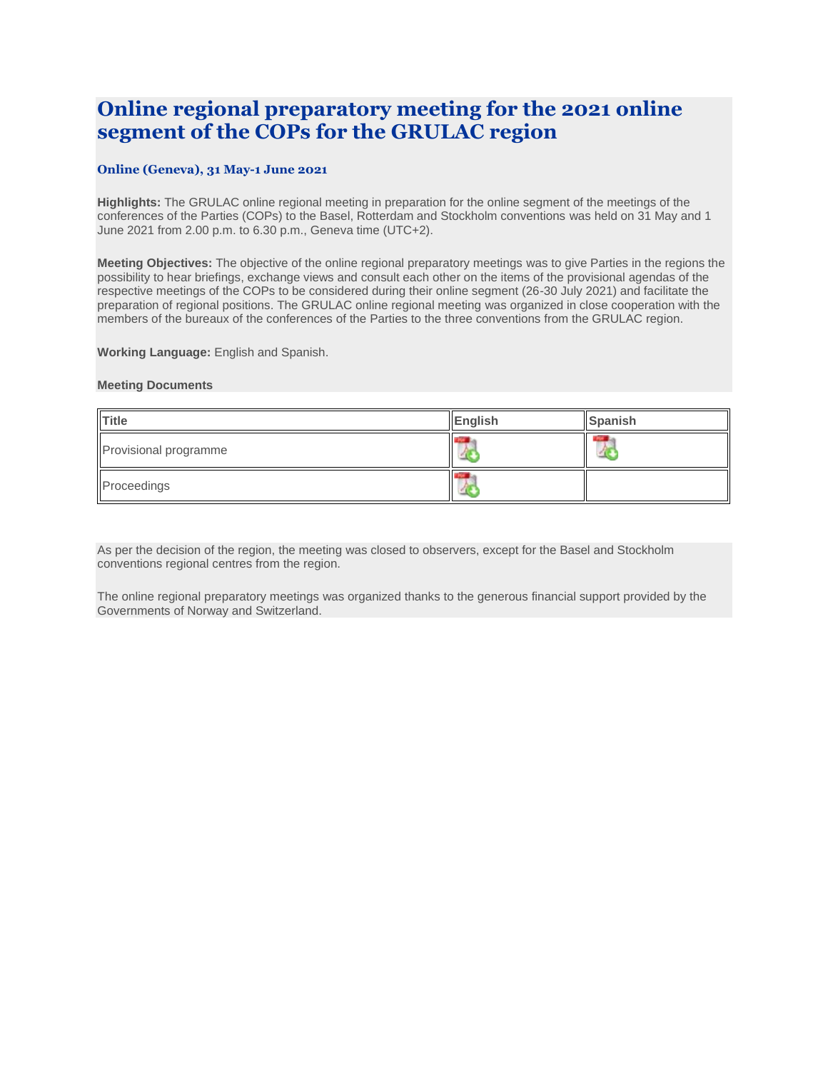# Online regional preparatory meeting for the 2021 online segment of the COPs for the GRULAC region

### Online (Geneva), 31 May-1 June 2021

**Highlights:** The GRULAC online regional meeting in preparation for the online segment of the meetings of the conferences of the Parties (COPs) to the Basel, Rotterdam and Stockholm conventions was held on 31 May and 1 June 2021 from 2.00 p.m. to 6.30 p.m., Geneva time (UTC+2).

**Meeting Objectives:** The objective of the online regional preparatory meetings was to give Parties in the regions the possibility to hear briefings, exchange views and consult each other on the items of the provisional agendas of the respective meetings of the COPs to be considered during their online segment (26-30 July 2021) and facilitate the preparation of regional positions. The GRULAC online regional meeting was organized in close cooperation with the members of the bureaux of the conferences of the Parties to the three conventions from the GRULAC region.

**Working Language:** English and Spanish.

**Meeting Documents**

| Title | English | Spanish |
|---|---|---|
| Provisional programme | | |
| Proceedings | | |

As per the decision of the region, the meeting was closed to observers, except for the Basel and Stockholm conventions regional centres from the region.

The online regional preparatory meetings was organized thanks to the generous financial support provided by the Governments of Norway and Switzerland.